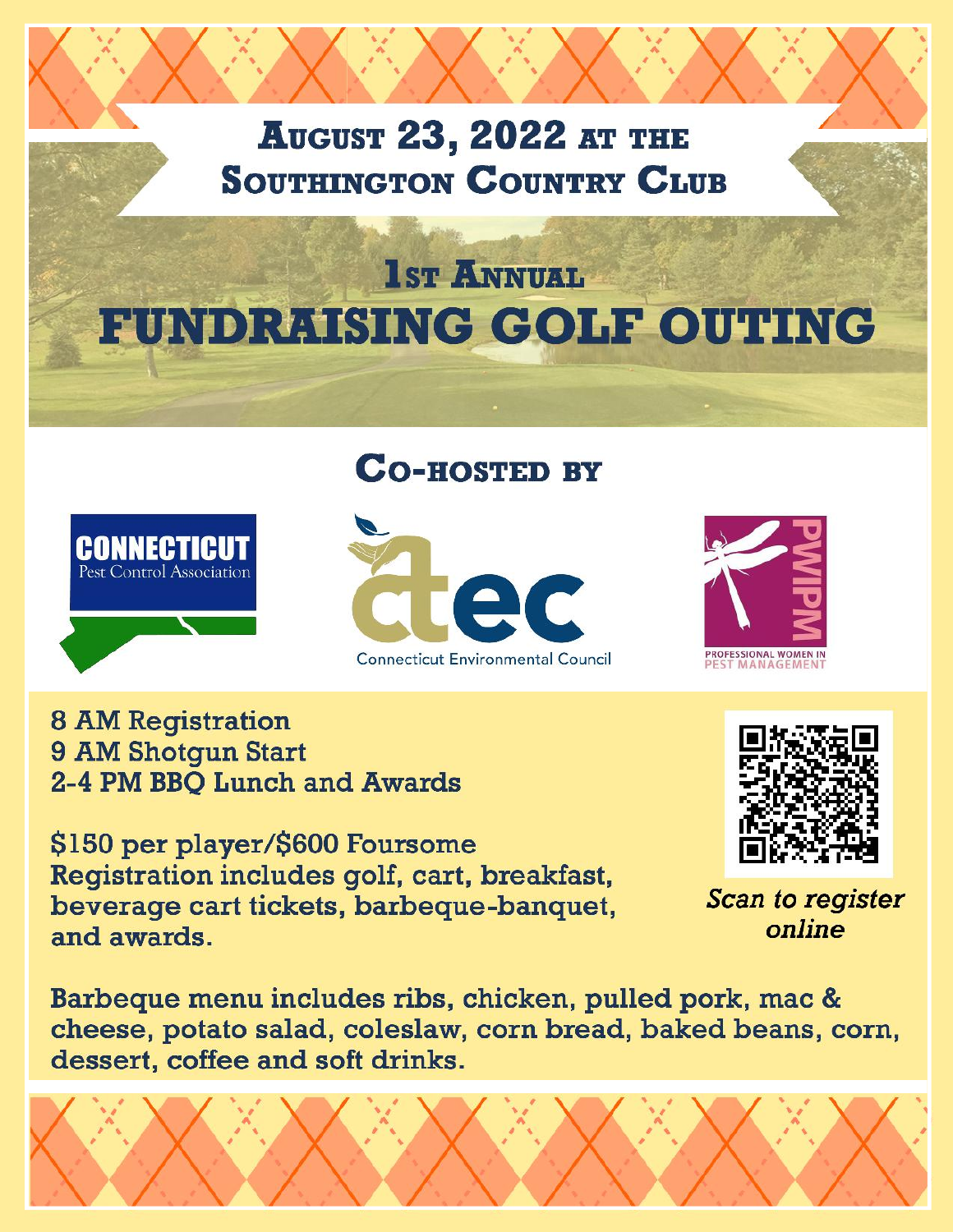# August 23, 2022 at the Southington Country Club

## 1st Annual

# FUNDRAISING GOLF OUTING

## Co-hosted by

CONNECTICUT Pest Control Association

ctec Connecticut Environmental Council

PWIPM PROFESSIONAL WOMEN IN PEST MANAGEMENT

8 AM Registration
9 AM Shotgun Start
2-4 PM BBQ Lunch and Awards

$150 per player/$600 Foursome
Registration includes golf, cart, breakfast, beverage cart tickets, barbeque-banquet, and awards.

*Scan to register online*

Barbeque menu includes ribs, chicken, pulled pork, mac & cheese, potato salad, coleslaw, corn bread, baked beans, corn, dessert, coffee and soft drinks.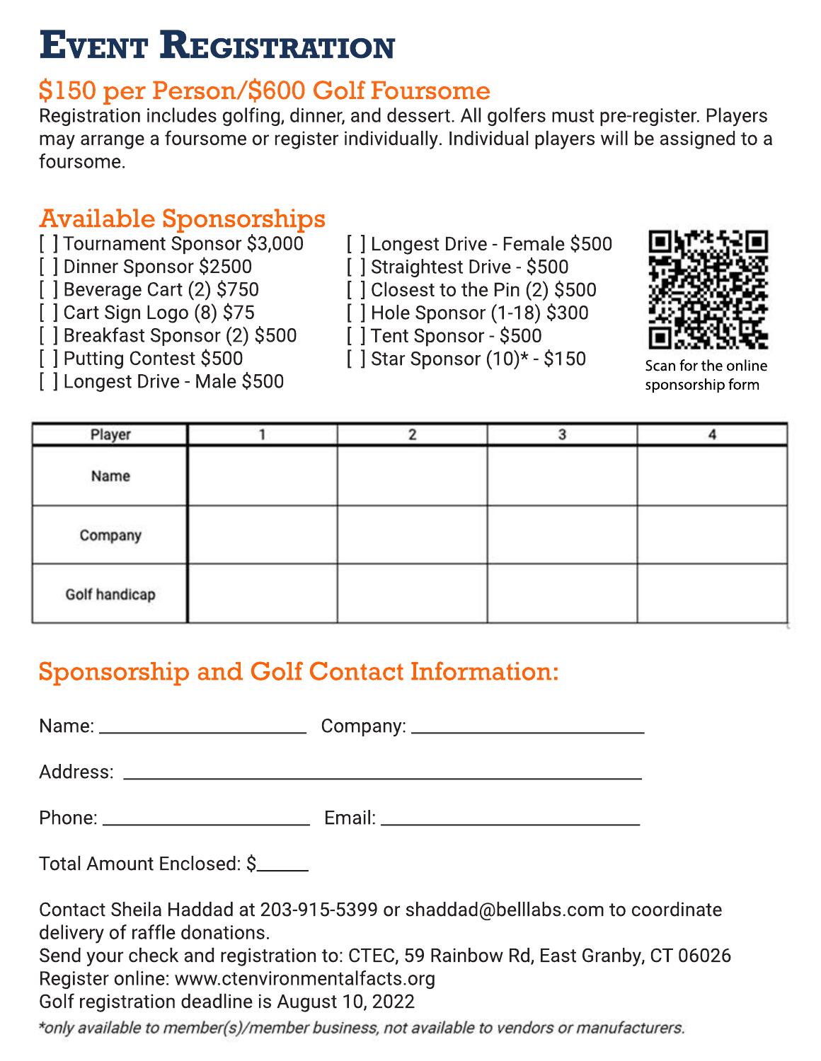# Event Registration

## $150 per Person/$600 Golf Foursome

Registration includes golfing, dinner, and dessert. All golfers must pre-register. Players may arrange a foursome or register individually. Individual players will be assigned to a foursome.

## Available Sponsorships

[ ] Tournament Sponsor $3,000
[ ] Dinner Sponsor $2500
[ ] Beverage Cart (2) $750
[ ] Cart Sign Logo (8) $75
[ ] Breakfast Sponsor (2) $500
[ ] Putting Contest $500
[ ] Longest Drive - Male $500
[ ] Longest Drive - Female $500
[ ] Straightest Drive - $500
[ ] Closest to the Pin (2) $500
[ ] Hole Sponsor (1-18) $300
[ ] Tent Sponsor - $500
[ ] Star Sponsor (10)* - $150

Scan for the online sponsorship form

| Player | 1 | 2 | 3 | 4 |
|---|---|---|---|---|
| Name | | | | |
| Company | | | | |
| Golf handicap | | | | |

## Sponsorship and Golf Contact Information:

Name: ______________________ Company: ________________________

Address: ________________________________________________________

Phone: ______________________ Email: ___________________________

Total Amount Enclosed: $_____

Contact Sheila Haddad at 203-915-5399 or shaddad@belllabs.com to coordinate delivery of raffle donations.
Send your check and registration to: CTEC, 59 Rainbow Rd, East Granby, CT 06026
Register online: www.ctenvironmentalfacts.org
Golf registration deadline is August 10, 2022

*only available to member(s)/member business, not available to vendors or manufacturers.*